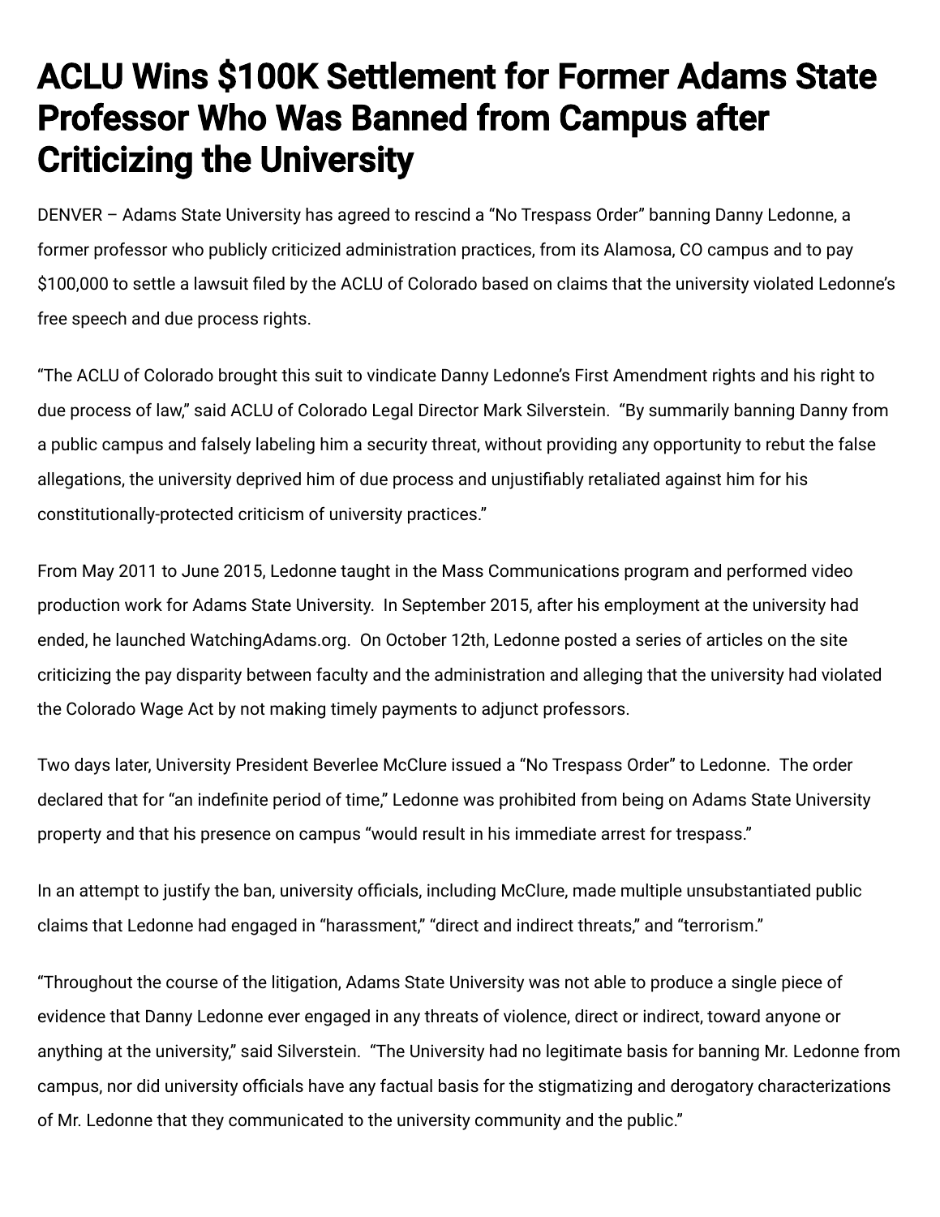# ACLU Wins $100K Settlement for Former Adams State Professor Who Was Banned from Campus after Criticizing the University

DENVER – Adams State University has agreed to rescind a "No Trespass Order" banning Danny Ledonne, a former professor who publicly criticized administration practices, from its Alamosa, CO campus and to pay $100,000 to settle a lawsuit filed by the ACLU of Colorado based on claims that the university violated Ledonne's free speech and due process rights.

"The ACLU of Colorado brought this suit to vindicate Danny Ledonne's First Amendment rights and his right to due process of law," said ACLU of Colorado Legal Director Mark Silverstein. "By summarily banning Danny from a public campus and falsely labeling him a security threat, without providing any opportunity to rebut the false allegations, the university deprived him of due process and unjustifiably retaliated against him for his constitutionally-protected criticism of university practices."

From May 2011 to June 2015, Ledonne taught in the Mass Communications program and performed video production work for Adams State University. In September 2015, after his employment at the university had ended, he launched WatchingAdams.org. On October 12th, Ledonne posted a series of articles on the site criticizing the pay disparity between faculty and the administration and alleging that the university had violated the Colorado Wage Act by not making timely payments to adjunct professors.

Two days later, University President Beverlee McClure issued a "No Trespass Order" to Ledonne. The order declared that for "an indefinite period of time," Ledonne was prohibited from being on Adams State University property and that his presence on campus "would result in his immediate arrest for trespass."

In an attempt to justify the ban, university officials, including McClure, made multiple unsubstantiated public claims that Ledonne had engaged in "harassment," "direct and indirect threats," and "terrorism."

"Throughout the course of the litigation, Adams State University was not able to produce a single piece of evidence that Danny Ledonne ever engaged in any threats of violence, direct or indirect, toward anyone or anything at the university," said Silverstein. "The University had no legitimate basis for banning Mr. Ledonne from campus, nor did university officials have any factual basis for the stigmatizing and derogatory characterizations of Mr. Ledonne that they communicated to the university community and the public."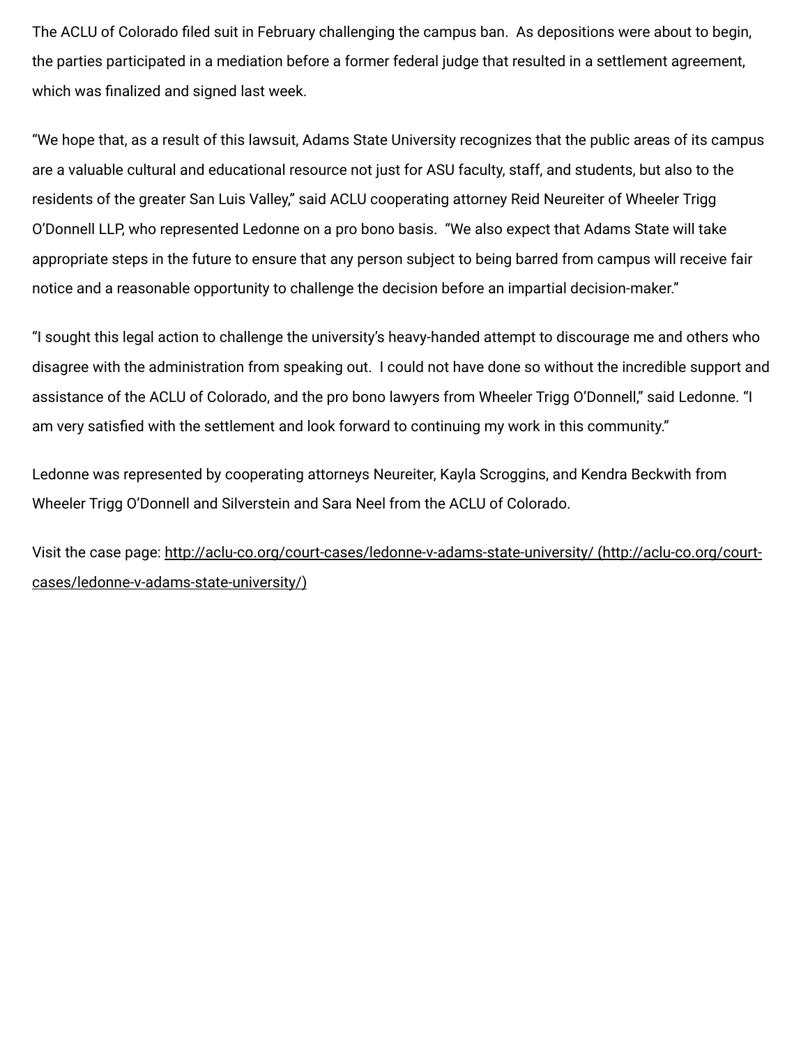The ACLU of Colorado filed suit in February challenging the campus ban. As depositions were about to begin, the parties participated in a mediation before a former federal judge that resulted in a settlement agreement, which was finalized and signed last week.

"We hope that, as a result of this lawsuit, Adams State University recognizes that the public areas of its campus are a valuable cultural and educational resource not just for ASU faculty, staff, and students, but also to the residents of the greater San Luis Valley," said ACLU cooperating attorney Reid Neureiter of Wheeler Trigg O'Donnell LLP, who represented Ledonne on a pro bono basis. "We also expect that Adams State will take appropriate steps in the future to ensure that any person subject to being barred from campus will receive fair notice and a reasonable opportunity to challenge the decision before an impartial decision-maker."

"I sought this legal action to challenge the university's heavy-handed attempt to discourage me and others who disagree with the administration from speaking out. I could not have done so without the incredible support and assistance of the ACLU of Colorado, and the pro bono lawyers from Wheeler Trigg O'Donnell," said Ledonne. "I am very satisfied with the settlement and look forward to continuing my work in this community."

Ledonne was represented by cooperating attorneys Neureiter, Kayla Scroggins, and Kendra Beckwith from Wheeler Trigg O'Donnell and Silverstein and Sara Neel from the ACLU of Colorado.

Visit the case page: http://aclu-co.org/court-cases/ledonne-v-adams-state-university/ (http://aclu-co.org/court-cases/ledonne-v-adams-state-university/)